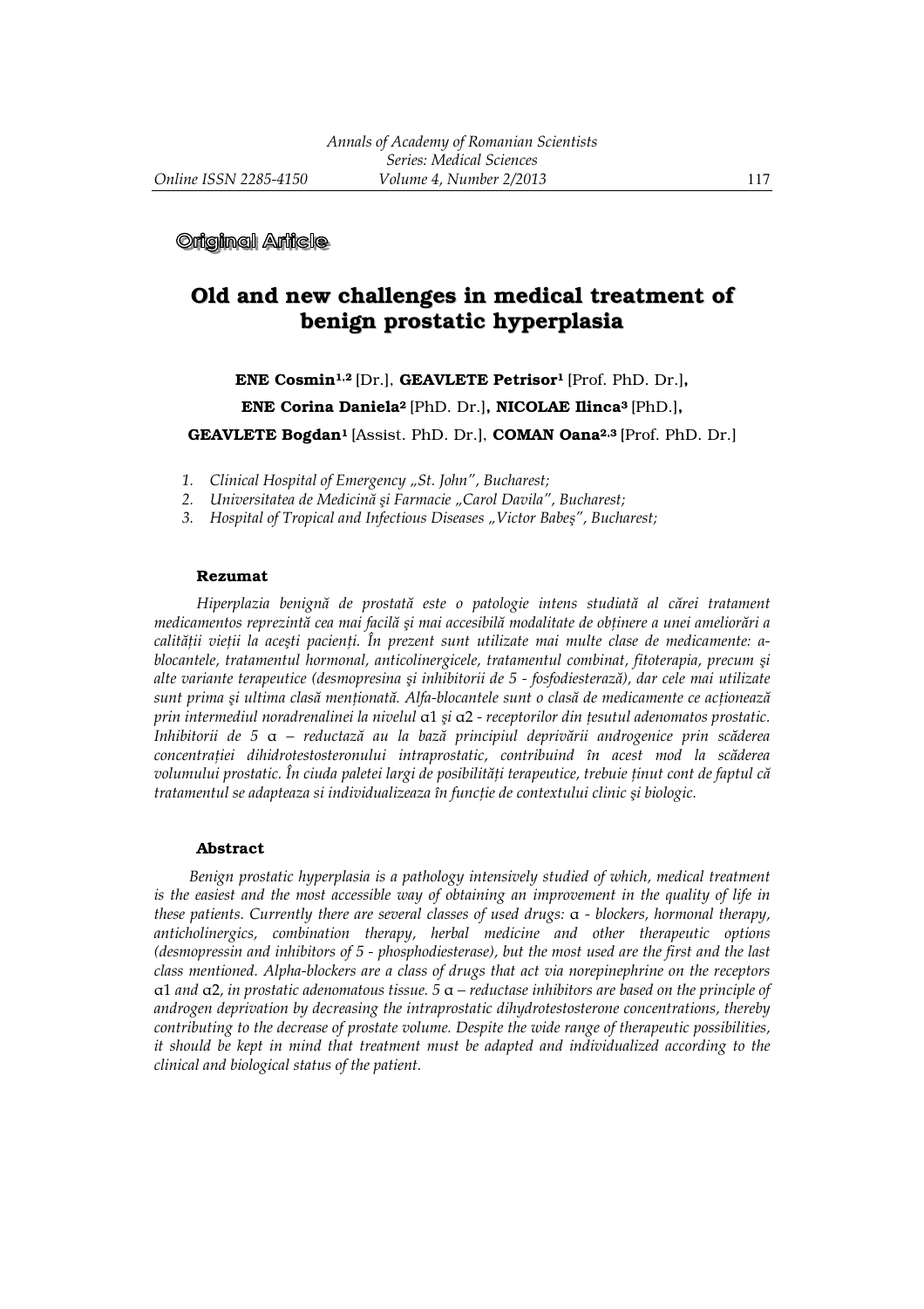**Original Article**

# Old and new challenges in medical treatment of benign prostatic hyperplasia

**ENE Cosmin**[1,2] [Dr.], **GEAVLETE Petrisor**[1] [Prof. PhD. Dr.], **ENE Corina Daniela**[2] [PhD. Dr.], **NICOLAE Ilinca**[3] [PhD.], **GEAVLETE Bogdan**[1] [Assist. PhD. Dr.], **COMAN Oana**[2,3] [Prof. PhD. Dr.]

1. *Clinical Hospital of Emergency „St. John", Bucharest;*
2. *Universitatea de Medicină şi Farmacie „Carol Davila", Bucharest;*
3. *Hospital of Tropical and Infectious Diseases „Victor Babeş", Bucharest;*

### Rezumat

*Hiperplazia benignă de prostată este o patologie intens studiată al cărei tratament medicamentos reprezintă cea mai facilă şi mai accesibilă modalitate de obținere a unei ameliorări a calității vieții la aceşti pacienți. În prezent sunt utilizate mai multe clase de medicamente: a-blocantele, tratamentul hormonal, anticolinergicele, tratamentul combinat, fitoterapia, precum şi alte variante terapeutice (desmopresina şi inhibitorii de 5 - fosfodiesterază), dar cele mai utilizate sunt prima şi ultima clasă menționată. Alfa-blocantele sunt o clasă de medicamente ce acționează prin intermediul noradrenalinei la nivelul α1 şi α2 - receptorilor din țesutul adenomatos prostatic. Inhibitorii de 5 α – reductază au la bază principiul deprivării androgenice prin scăderea concentrației dihidrotestosteronului intraprostatic, contribuind în acest mod la scăderea volumului prostatic. În ciuda paletei largi de posibilități terapeutice, trebuie ținut cont de faptul că tratamentul se adapteaza si individualizeaza în funcție de contextului clinic şi biologic.*

### Abstract

*Benign prostatic hyperplasia is a pathology intensively studied of which, medical treatment is the easiest and the most accessible way of obtaining an improvement in the quality of life in these patients. Currently there are several classes of used drugs: α - blockers, hormonal therapy, anticholinergics, combination therapy, herbal medicine and other therapeutic options (desmopressin and inhibitors of 5 - phosphodiesterase), but the most used are the first and the last class mentioned. Alpha-blockers are a class of drugs that act via norepinephrine on the receptors α1 and α2, in prostatic adenomatous tissue. 5 α – reductase inhibitors are based on the principle of androgen deprivation by decreasing the intraprostatic dihydrotestosterone concentrations, thereby contributing to the decrease of prostate volume. Despite the wide range of therapeutic possibilities, it should be kept in mind that treatment must be adapted and individualized according to the clinical and biological status of the patient.*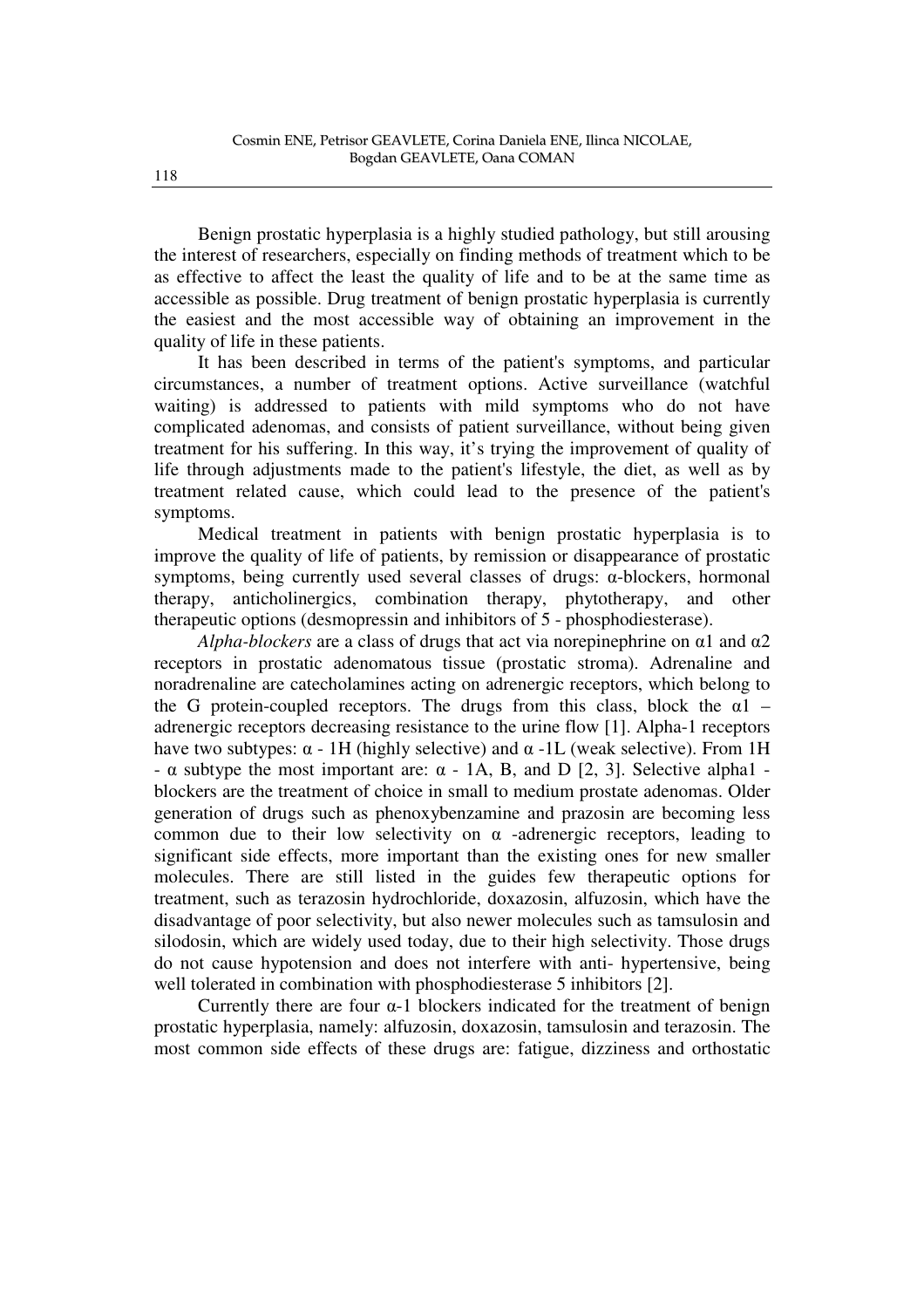Benign prostatic hyperplasia is a highly studied pathology, but still arousing the interest of researchers, especially on finding methods of treatment which to be as effective to affect the least the quality of life and to be at the same time as accessible as possible. Drug treatment of benign prostatic hyperplasia is currently the easiest and the most accessible way of obtaining an improvement in the quality of life in these patients.

It has been described in terms of the patient's symptoms, and particular circumstances, a number of treatment options. Active surveillance (watchful waiting) is addressed to patients with mild symptoms who do not have complicated adenomas, and consists of patient surveillance, without being given treatment for his suffering. In this way, it's trying the improvement of quality of life through adjustments made to the patient's lifestyle, the diet, as well as by treatment related cause, which could lead to the presence of the patient's symptoms.

Medical treatment in patients with benign prostatic hyperplasia is to improve the quality of life of patients, by remission or disappearance of prostatic symptoms, being currently used several classes of drugs: α-blockers, hormonal therapy, anticholinergics, combination therapy, phytotherapy, and other therapeutic options (desmopressin and inhibitors of 5 - phosphodiesterase).

*Alpha-blockers* are a class of drugs that act via norepinephrine on $\alpha 1$ and $\alpha 2$ receptors in prostatic adenomatous tissue (prostatic stroma). Adrenaline and noradrenaline are catecholamines acting on adrenergic receptors, which belong to the G protein-coupled receptors. The drugs from this class, block the $\alpha 1$ – adrenergic receptors decreasing resistance to the urine flow [1]. Alpha-1 receptors have two subtypes: α - 1H (highly selective) and α -1L (weak selective). From 1H - α subtype the most important are: α - 1A, B, and D [2, 3]. Selective alpha1 - blockers are the treatment of choice in small to medium prostate adenomas. Older generation of drugs such as phenoxybenzamine and prazosin are becoming less common due to their low selectivity on α -adrenergic receptors, leading to significant side effects, more important than the existing ones for new smaller molecules. There are still listed in the guides few therapeutic options for treatment, such as terazosin hydrochloride, doxazosin, alfuzosin, which have the disadvantage of poor selectivity, but also newer molecules such as tamsulosin and silodosin, which are widely used today, due to their high selectivity. Those drugs do not cause hypotension and does not interfere with anti- hypertensive, being well tolerated in combination with phosphodiesterase 5 inhibitors [2].

Currently there are four α-1 blockers indicated for the treatment of benign prostatic hyperplasia, namely: alfuzosin, doxazosin, tamsulosin and terazosin. The most common side effects of these drugs are: fatigue, dizziness and orthostatic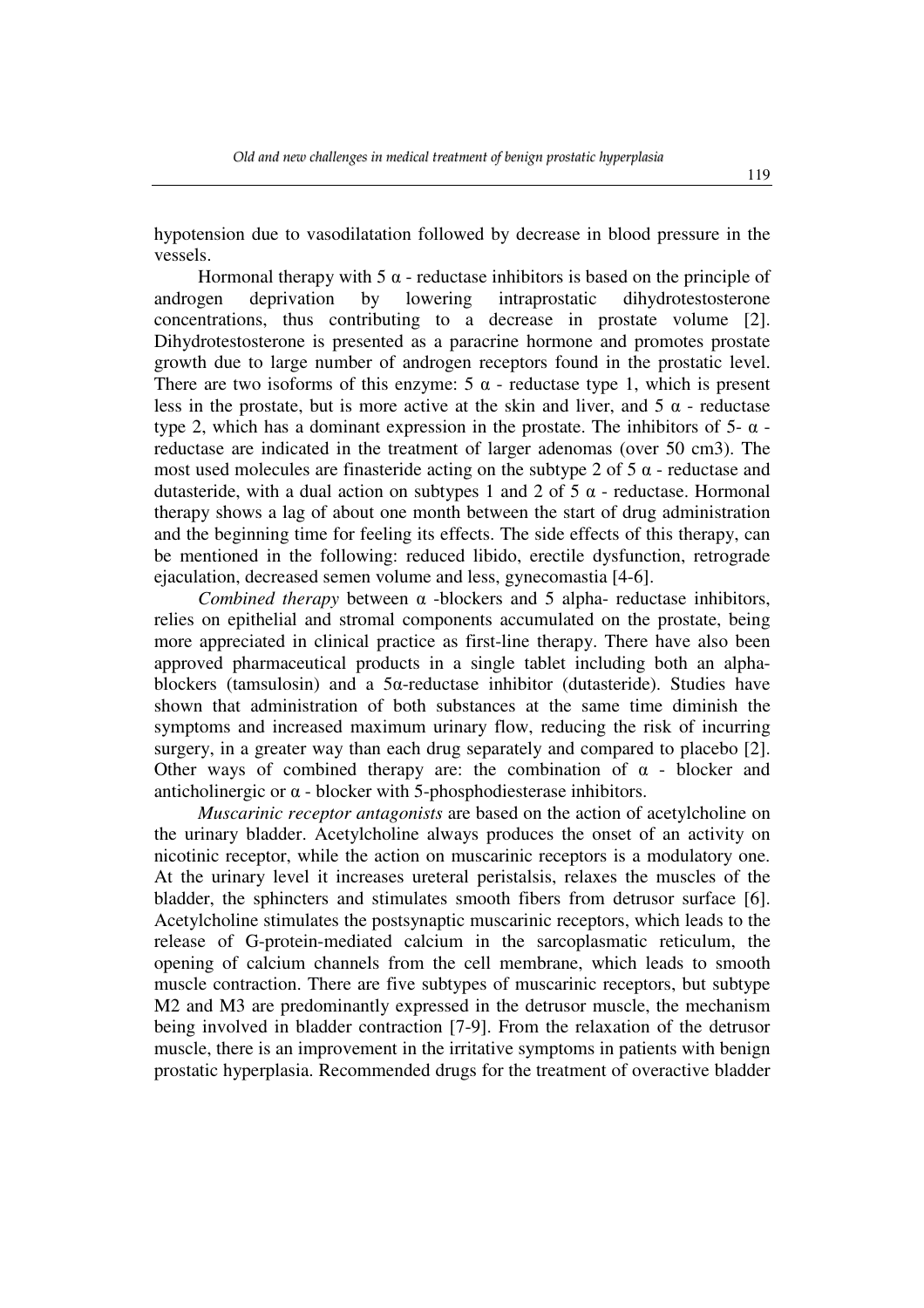hypotension due to vasodilatation followed by decrease in blood pressure in the vessels.

Hormonal therapy with 5 α - reductase inhibitors is based on the principle of androgen deprivation by lowering intraprostatic dihydrotestosterone concentrations, thus contributing to a decrease in prostate volume [2]. Dihydrotestosterone is presented as a paracrine hormone and promotes prostate growth due to large number of androgen receptors found in the prostatic level. There are two isoforms of this enzyme: 5 α - reductase type 1, which is present less in the prostate, but is more active at the skin and liver, and 5 α - reductase type 2, which has a dominant expression in the prostate. The inhibitors of 5- α - reductase are indicated in the treatment of larger adenomas (over 50 cm3). The most used molecules are finasteride acting on the subtype 2 of 5 α - reductase and dutasteride, with a dual action on subtypes 1 and 2 of 5 α - reductase. Hormonal therapy shows a lag of about one month between the start of drug administration and the beginning time for feeling its effects. The side effects of this therapy, can be mentioned in the following: reduced libido, erectile dysfunction, retrograde ejaculation, decreased semen volume and less, gynecomastia [4-6].

*Combined therapy* between α -blockers and 5 alpha- reductase inhibitors, relies on epithelial and stromal components accumulated on the prostate, being more appreciated in clinical practice as first-line therapy. There have also been approved pharmaceutical products in a single tablet including both an alpha-blockers (tamsulosin) and a 5α-reductase inhibitor (dutasteride). Studies have shown that administration of both substances at the same time diminish the symptoms and increased maximum urinary flow, reducing the risk of incurring surgery, in a greater way than each drug separately and compared to placebo [2]. Other ways of combined therapy are: the combination of α - blocker and anticholinergic or α - blocker with 5-phosphodiesterase inhibitors.

*Muscarinic receptor antagonists* are based on the action of acetylcholine on the urinary bladder. Acetylcholine always produces the onset of an activity on nicotinic receptor, while the action on muscarinic receptors is a modulatory one. At the urinary level it increases ureteral peristalsis, relaxes the muscles of the bladder, the sphincters and stimulates smooth fibers from detrusor surface [6]. Acetylcholine stimulates the postsynaptic muscarinic receptors, which leads to the release of G-protein-mediated calcium in the sarcoplasmatic reticulum, the opening of calcium channels from the cell membrane, which leads to smooth muscle contraction. There are five subtypes of muscarinic receptors, but subtype M2 and M3 are predominantly expressed in the detrusor muscle, the mechanism being involved in bladder contraction [7-9]. From the relaxation of the detrusor muscle, there is an improvement in the irritative symptoms in patients with benign prostatic hyperplasia. Recommended drugs for the treatment of overactive bladder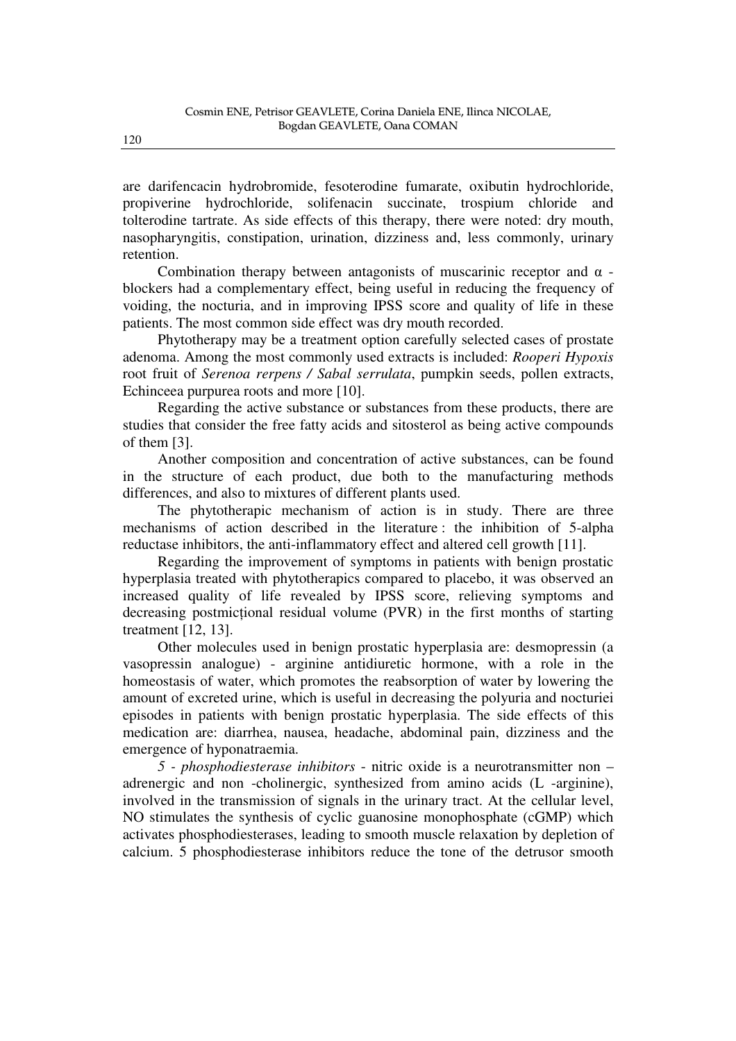are darifencacin hydrobromide, fesoterodine fumarate, oxibutin hydrochloride, propiverine hydrochloride, solifenacin succinate, trospium chloride and tolterodine tartrate. As side effects of this therapy, there were noted: dry mouth, nasopharyngitis, constipation, urination, dizziness and, less commonly, urinary retention.

Combination therapy between antagonists of muscarinic receptor and α - blockers had a complementary effect, being useful in reducing the frequency of voiding, the nocturia, and in improving IPSS score and quality of life in these patients. The most common side effect was dry mouth recorded.

Phytotherapy may be a treatment option carefully selected cases of prostate adenoma. Among the most commonly used extracts is included: *Rooperi Hypoxis* root fruit of *Serenoa rerpens / Sabal serrulata*, pumpkin seeds, pollen extracts, Echinceea purpurea roots and more [10].

Regarding the active substance or substances from these products, there are studies that consider the free fatty acids and sitosterol as being active compounds of them [3].

Another composition and concentration of active substances, can be found in the structure of each product, due both to the manufacturing methods differences, and also to mixtures of different plants used.

The phytotherapic mechanism of action is in study. There are three mechanisms of action described in the literature : the inhibition of 5-alpha reductase inhibitors, the anti-inflammatory effect and altered cell growth [11].

Regarding the improvement of symptoms in patients with benign prostatic hyperplasia treated with phytotherapics compared to placebo, it was observed an increased quality of life revealed by IPSS score, relieving symptoms and decreasing postmicțional residual volume (PVR) in the first months of starting treatment [12, 13].

Other molecules used in benign prostatic hyperplasia are: desmopressin (a vasopressin analogue) - arginine antidiuretic hormone, with a role in the homeostasis of water, which promotes the reabsorption of water by lowering the amount of excreted urine, which is useful in decreasing the polyuria and nocturiei episodes in patients with benign prostatic hyperplasia. The side effects of this medication are: diarrhea, nausea, headache, abdominal pain, dizziness and the emergence of hyponatraemia.

*5 - phosphodiesterase inhibitors* - nitric oxide is a neurotransmitter non – adrenergic and non -cholinergic, synthesized from amino acids (L -arginine), involved in the transmission of signals in the urinary tract. At the cellular level, NO stimulates the synthesis of cyclic guanosine monophosphate (cGMP) which activates phosphodiesterases, leading to smooth muscle relaxation by depletion of calcium. 5 phosphodiesterase inhibitors reduce the tone of the detrusor smooth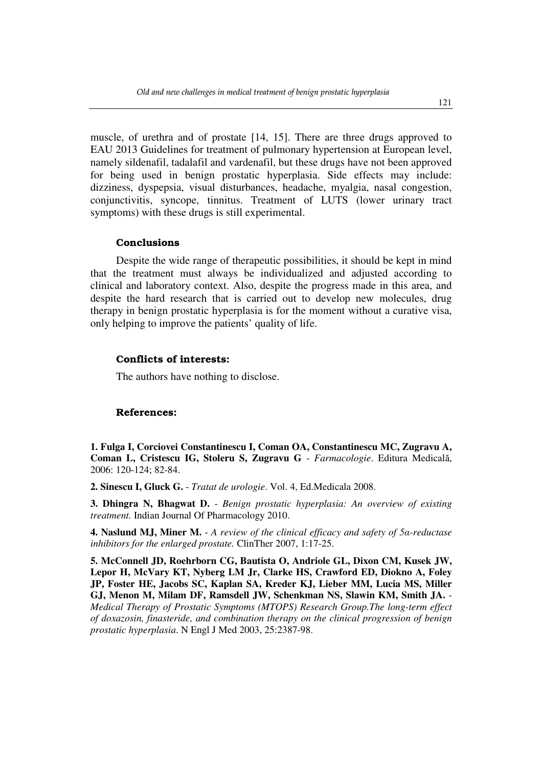muscle, of urethra and of prostate [14, 15]. There are three drugs approved to EAU 2013 Guidelines for treatment of pulmonary hypertension at European level, namely sildenafil, tadalafil and vardenafil, but these drugs have not been approved for being used in benign prostatic hyperplasia. Side effects may include: dizziness, dyspepsia, visual disturbances, headache, myalgia, nasal congestion, conjunctivitis, syncope, tinnitus. Treatment of LUTS (lower urinary tract symptoms) with these drugs is still experimental.

## Conclusions

Despite the wide range of therapeutic possibilities, it should be kept in mind that the treatment must always be individualized and adjusted according to clinical and laboratory context. Also, despite the progress made in this area, and despite the hard research that is carried out to develop new molecules, drug therapy in benign prostatic hyperplasia is for the moment without a curative visa, only helping to improve the patients' quality of life.

## Conflicts of interests:

The authors have nothing to disclose.

## References:

**1. Fulga I, Corciovei Constantinescu I, Coman OA, Constantinescu MC, Zugravu A, Coman L, Cristescu IG, Stoleru S, Zugravu G** - *Farmacologie*. Editura Medicală, 2006: 120-124; 82-84.

**2. Sinescu I, Gluck G.** - *Tratat de urologie*. Vol. 4, Ed.Medicala 2008.

**3. Dhingra N, Bhagwat D.** - *Benign prostatic hyperplasia: An overview of existing treatment.* Indian Journal Of Pharmacology 2010.

**4. Naslund MJ, Miner M.** - *A review of the clinical efficacy and safety of 5α-reductase inhibitors for the enlarged prostate.* ClinTher 2007, 1:17-25.

**5. McConnell JD, Roehrborn CG, Bautista O, Andriole GL, Dixon CM, Kusek JW, Lepor H, McVary KT, Nyberg LM Jr, Clarke HS, Crawford ED, Diokno A, Foley JP, Foster HE, Jacobs SC, Kaplan SA, Kreder KJ, Lieber MM, Lucia MS, Miller GJ, Menon M, Milam DF, Ramsdell JW, Schenkman NS, Slawin KM, Smith JA.** - *Medical Therapy of Prostatic Symptoms (MTOPS) Research Group.The long-term effect of doxazosin, finasteride, and combination therapy on the clinical progression of benign prostatic hyperplasia*. N Engl J Med 2003, 25:2387-98.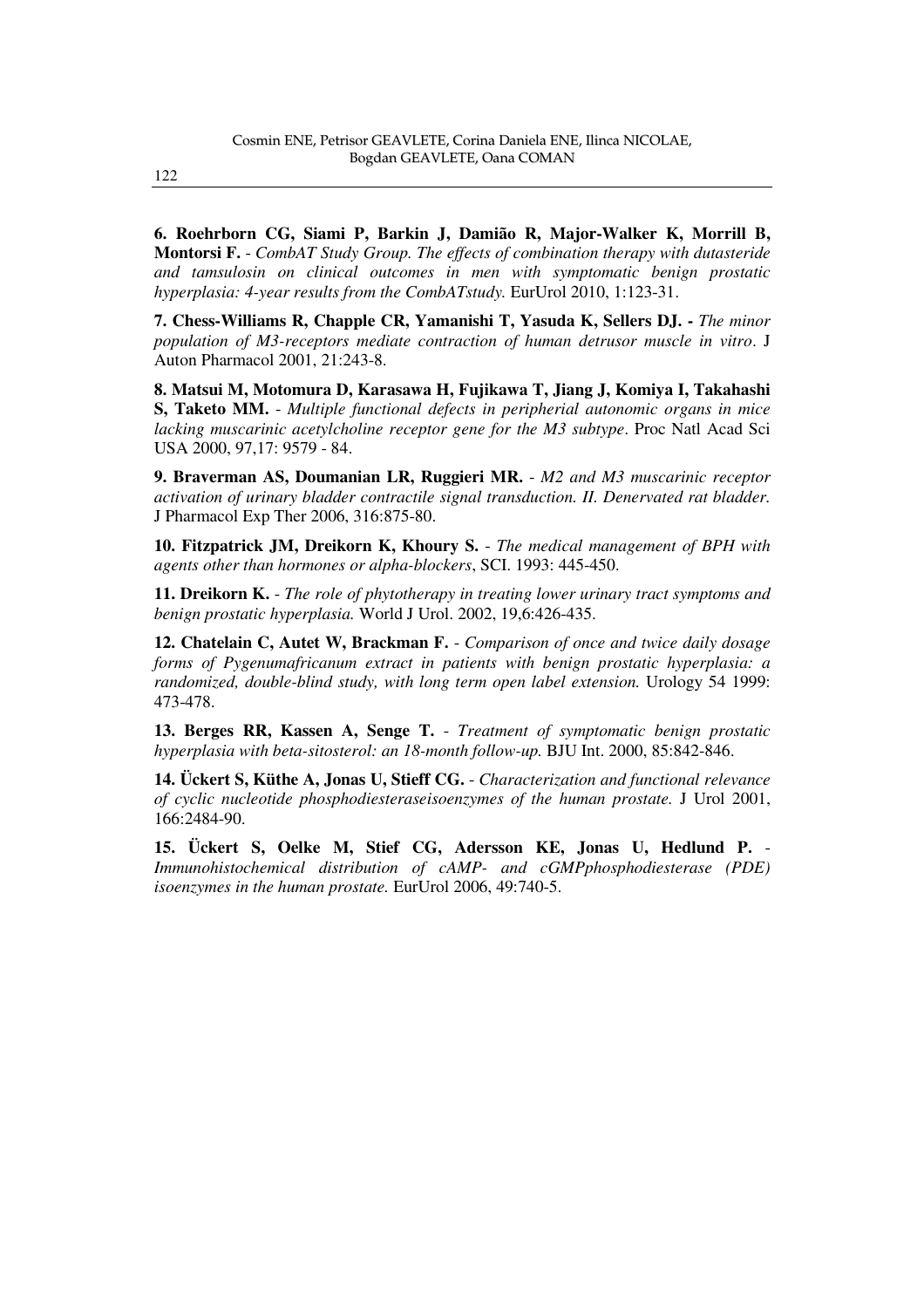**6. Roehrborn CG, Siami P, Barkin J, Damião R, Major-Walker K, Morrill B, Montorsi F.** - *CombAT Study Group. The effects of combination therapy with dutasteride and tamsulosin on clinical outcomes in men with symptomatic benign prostatic hyperplasia: 4-year results from the CombATstudy.* EurUrol 2010, 1:123-31.

**7. Chess-Williams R, Chapple CR, Yamanishi T, Yasuda K, Sellers DJ. -** *The minor population of M3-receptors mediate contraction of human detrusor muscle in vitro*. J Auton Pharmacol 2001, 21:243-8.

**8. Matsui M, Motomura D, Karasawa H, Fujikawa T, Jiang J, Komiya I, Takahashi S, Taketo MM.** - *Multiple functional defects in peripherial autonomic organs in mice lacking muscarinic acetylcholine receptor gene for the M3 subtype*. Proc Natl Acad Sci USA 2000, 97,17: 9579 - 84.

**9. Braverman AS, Doumanian LR, Ruggieri MR.** - *M2 and M3 muscarinic receptor activation of urinary bladder contractile signal transduction. II. Denervated rat bladder.* J Pharmacol Exp Ther 2006, 316:875-80.

**10. Fitzpatrick JM, Dreikorn K, Khoury S.** - *The medical management of BPH with agents other than hormones or alpha-blockers*, SCI. 1993: 445-450.

**11. Dreikorn K.** - *The role of phytotherapy in treating lower urinary tract symptoms and benign prostatic hyperplasia.* World J Urol. 2002, 19,6:426-435.

**12. Chatelain C, Autet W, Brackman F.** - *Comparison of once and twice daily dosage forms of Pygenumafricanum extract in patients with benign prostatic hyperplasia: a randomized, double-blind study, with long term open label extension.* Urology 54 1999: 473-478.

**13. Berges RR, Kassen A, Senge T.** - *Treatment of symptomatic benign prostatic hyperplasia with beta-sitosterol: an 18-month follow-up.* BJU Int. 2000, 85:842-846.

**14. Ückert S, Küthe A, Jonas U, Stieff CG.** - *Characterization and functional relevance of cyclic nucleotide phosphodiesteraseisoenzymes of the human prostate.* J Urol 2001, 166:2484-90.

**15. Ückert S, Oelke M, Stief CG, Adersson KE, Jonas U, Hedlund P.** - *Immunohistochemical distribution of cAMP- and cGMPphosphodiesterase (PDE) isoenzymes in the human prostate.* EurUrol 2006, 49:740-5.